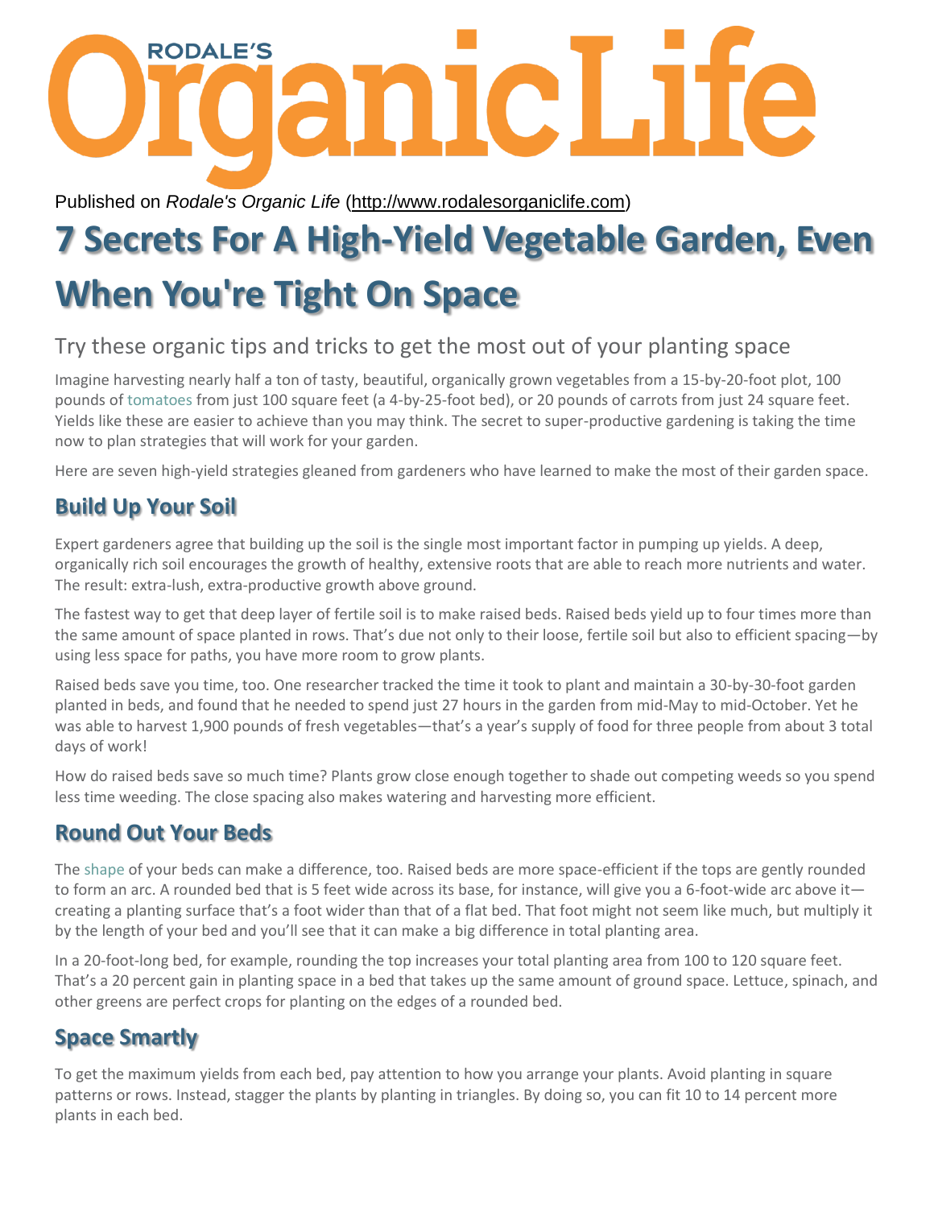Published on *Rodale's Organic Life* (http://www.rodalesorganiclife.com)

# 7 Secrets For A High-Yield Vegetable Garden, Even When You're Tight On Space

Try these organic tips and tricks to get the most out of your planting space

Imagine harvesting nearly half a ton of tasty, beautiful, organically grown vegetables from a 15-by-20-foot plot, 100 pounds of tomatoes from just 100 square feet (a 4-by-25-foot bed), or 20 pounds of carrots from just 24 square feet. Yields like these are easier to achieve than you may think. The secret to super-productive gardening is taking the time now to plan strategies that will work for your garden.

Here are seven high-yield strategies gleaned from gardeners who have learned to make the most of their garden space.

## Build Up Your Soil

Expert gardeners agree that building up the soil is the single most important factor in pumping up yields. A deep, organically rich soil encourages the growth of healthy, extensive roots that are able to reach more nutrients and water. The result: extra-lush, extra-productive growth above ground.

The fastest way to get that deep layer of fertile soil is to make raised beds. Raised beds yield up to four times more than the same amount of space planted in rows. That's due not only to their loose, fertile soil but also to efficient spacing—by using less space for paths, you have more room to grow plants.

Raised beds save you time, too. One researcher tracked the time it took to plant and maintain a 30-by-30-foot garden planted in beds, and found that he needed to spend just 27 hours in the garden from mid-May to mid-October. Yet he was able to harvest 1,900 pounds of fresh vegetables—that's a year's supply of food for three people from about 3 total days of work!

How do raised beds save so much time? Plants grow close enough together to shade out competing weeds so you spend less time weeding. The close spacing also makes watering and harvesting more efficient.

## Round Out Your Beds

The shape of your beds can make a difference, too. Raised beds are more space-efficient if the tops are gently rounded to form an arc. A rounded bed that is 5 feet wide across its base, for instance, will give you a 6-foot-wide arc above it—creating a planting surface that's a foot wider than that of a flat bed. That foot might not seem like much, but multiply it by the length of your bed and you'll see that it can make a big difference in total planting area.

In a 20-foot-long bed, for example, rounding the top increases your total planting area from 100 to 120 square feet. That's a 20 percent gain in planting space in a bed that takes up the same amount of ground space. Lettuce, spinach, and other greens are perfect crops for planting on the edges of a rounded bed.

## Space Smartly

To get the maximum yields from each bed, pay attention to how you arrange your plants. Avoid planting in square patterns or rows. Instead, stagger the plants by planting in triangles. By doing so, you can fit 10 to 14 percent more plants in each bed.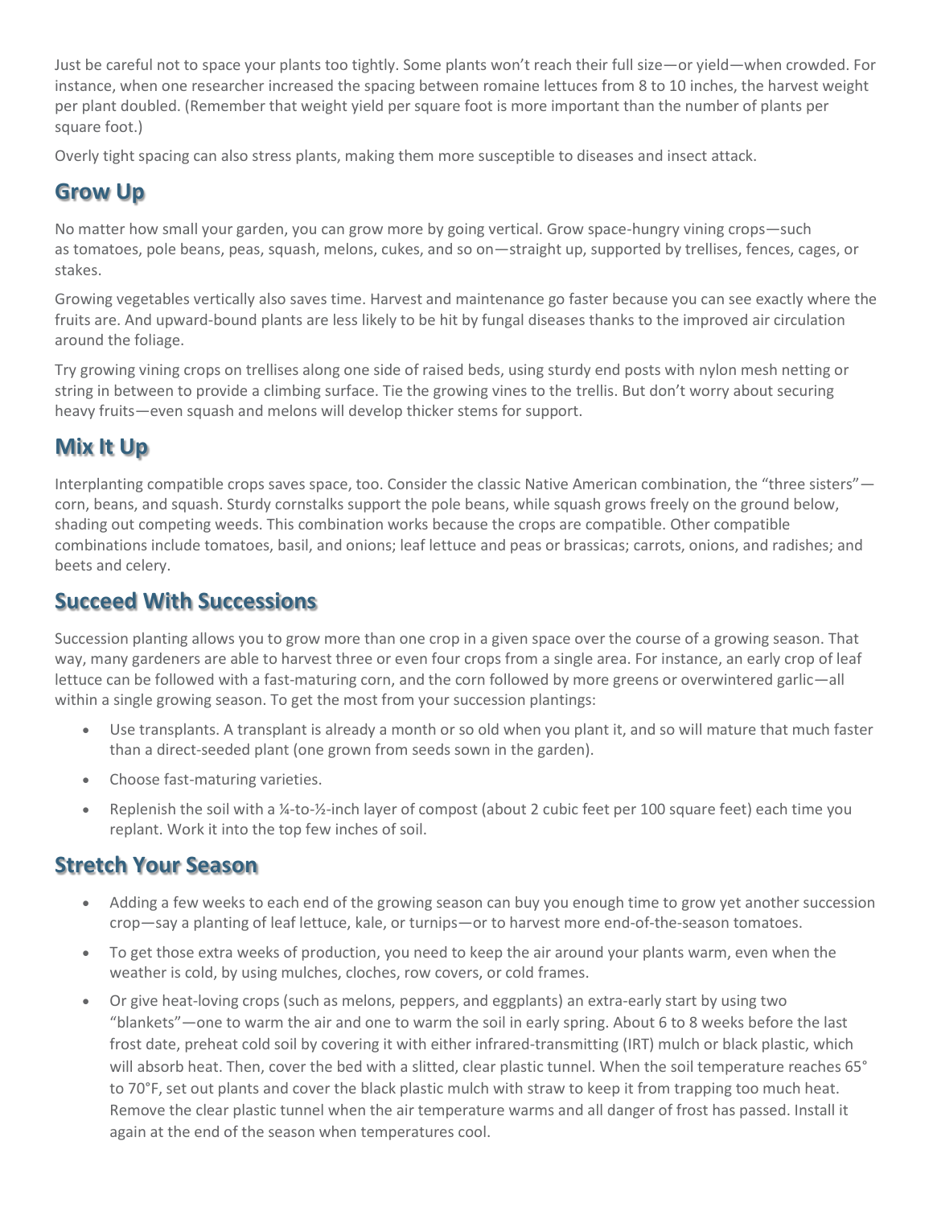Just be careful not to space your plants too tightly. Some plants won't reach their full size—or yield—when crowded. For instance, when one researcher increased the spacing between romaine lettuces from 8 to 10 inches, the harvest weight per plant doubled. (Remember that weight yield per square foot is more important than the number of plants per square foot.)

Overly tight spacing can also stress plants, making them more susceptible to diseases and insect attack.

## Grow Up

No matter how small your garden, you can grow more by going vertical. Grow space-hungry vining crops—such as tomatoes, pole beans, peas, squash, melons, cukes, and so on—straight up, supported by trellises, fences, cages, or stakes.

Growing vegetables vertically also saves time. Harvest and maintenance go faster because you can see exactly where the fruits are. And upward-bound plants are less likely to be hit by fungal diseases thanks to the improved air circulation around the foliage.

Try growing vining crops on trellises along one side of raised beds, using sturdy end posts with nylon mesh netting or string in between to provide a climbing surface. Tie the growing vines to the trellis. But don't worry about securing heavy fruits—even squash and melons will develop thicker stems for support.

## Mix It Up

Interplanting compatible crops saves space, too. Consider the classic Native American combination, the "three sisters"—corn, beans, and squash. Sturdy cornstalks support the pole beans, while squash grows freely on the ground below, shading out competing weeds. This combination works because the crops are compatible. Other compatible combinations include tomatoes, basil, and onions; leaf lettuce and peas or brassicas; carrots, onions, and radishes; and beets and celery.

## Succeed With Successions

Succession planting allows you to grow more than one crop in a given space over the course of a growing season. That way, many gardeners are able to harvest three or even four crops from a single area. For instance, an early crop of leaf lettuce can be followed with a fast-maturing corn, and the corn followed by more greens or overwintered garlic—all within a single growing season. To get the most from your succession plantings:

- Use transplants. A transplant is already a month or so old when you plant it, and so will mature that much faster than a direct-seeded plant (one grown from seeds sown in the garden).
- Choose fast-maturing varieties.
- Replenish the soil with a ¼-to-½-inch layer of compost (about 2 cubic feet per 100 square feet) each time you replant. Work it into the top few inches of soil.

## Stretch Your Season

- Adding a few weeks to each end of the growing season can buy you enough time to grow yet another succession crop—say a planting of leaf lettuce, kale, or turnips—or to harvest more end-of-the-season tomatoes.
- To get those extra weeks of production, you need to keep the air around your plants warm, even when the weather is cold, by using mulches, cloches, row covers, or cold frames.
- Or give heat-loving crops (such as melons, peppers, and eggplants) an extra-early start by using two "blankets"—one to warm the air and one to warm the soil in early spring. About 6 to 8 weeks before the last frost date, preheat cold soil by covering it with either infrared-transmitting (IRT) mulch or black plastic, which will absorb heat. Then, cover the bed with a slitted, clear plastic tunnel. When the soil temperature reaches 65° to 70°F, set out plants and cover the black plastic mulch with straw to keep it from trapping too much heat. Remove the clear plastic tunnel when the air temperature warms and all danger of frost has passed. Install it again at the end of the season when temperatures cool.